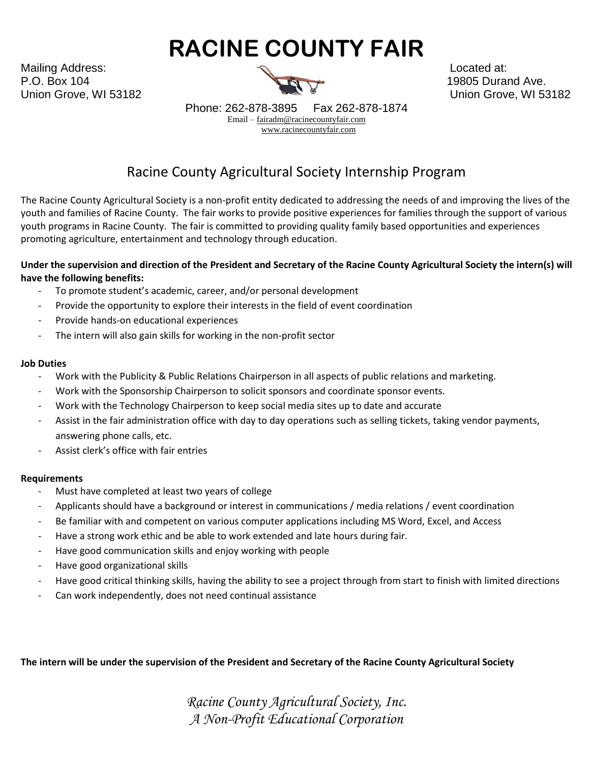# RACINE COUNTY FAIR

Mailing Address:
P.O. Box 104
Union Grove, WI 53182

Located at:
19805 Durand Ave.
Union Grove, WI 53182

Phone: 262-878-3895 Fax 262-878-1874
Email – fairadm@racinecountyfair.com
www.racinecountyfair.com

## Racine County Agricultural Society Internship Program

The Racine County Agricultural Society is a non-profit entity dedicated to addressing the needs of and improving the lives of the youth and families of Racine County. The fair works to provide positive experiences for families through the support of various youth programs in Racine County. The fair is committed to providing quality family based opportunities and experiences promoting agriculture, entertainment and technology through education.

**Under the supervision and direction of the President and Secretary of the Racine County Agricultural Society the intern(s) will have the following benefits:**

- To promote student's academic, career, and/or personal development
- Provide the opportunity to explore their interests in the field of event coordination
- Provide hands-on educational experiences
- The intern will also gain skills for working in the non-profit sector

**Job Duties**

- Work with the Publicity & Public Relations Chairperson in all aspects of public relations and marketing.
- Work with the Sponsorship Chairperson to solicit sponsors and coordinate sponsor events.
- Work with the Technology Chairperson to keep social media sites up to date and accurate
- Assist in the fair administration office with day to day operations such as selling tickets, taking vendor payments, answering phone calls, etc.
- Assist clerk's office with fair entries

**Requirements**

- Must have completed at least two years of college
- Applicants should have a background or interest in communications / media relations / event coordination
- Be familiar with and competent on various computer applications including MS Word, Excel, and Access
- Have a strong work ethic and be able to work extended and late hours during fair.
- Have good communication skills and enjoy working with people
- Have good organizational skills
- Have good critical thinking skills, having the ability to see a project through from start to finish with limited directions
- Can work independently, does not need continual assistance

**The intern will be under the supervision of the President and Secretary of the Racine County Agricultural Society**

*Racine County Agricultural Society, Inc.*
*A Non-Profit Educational Corporation*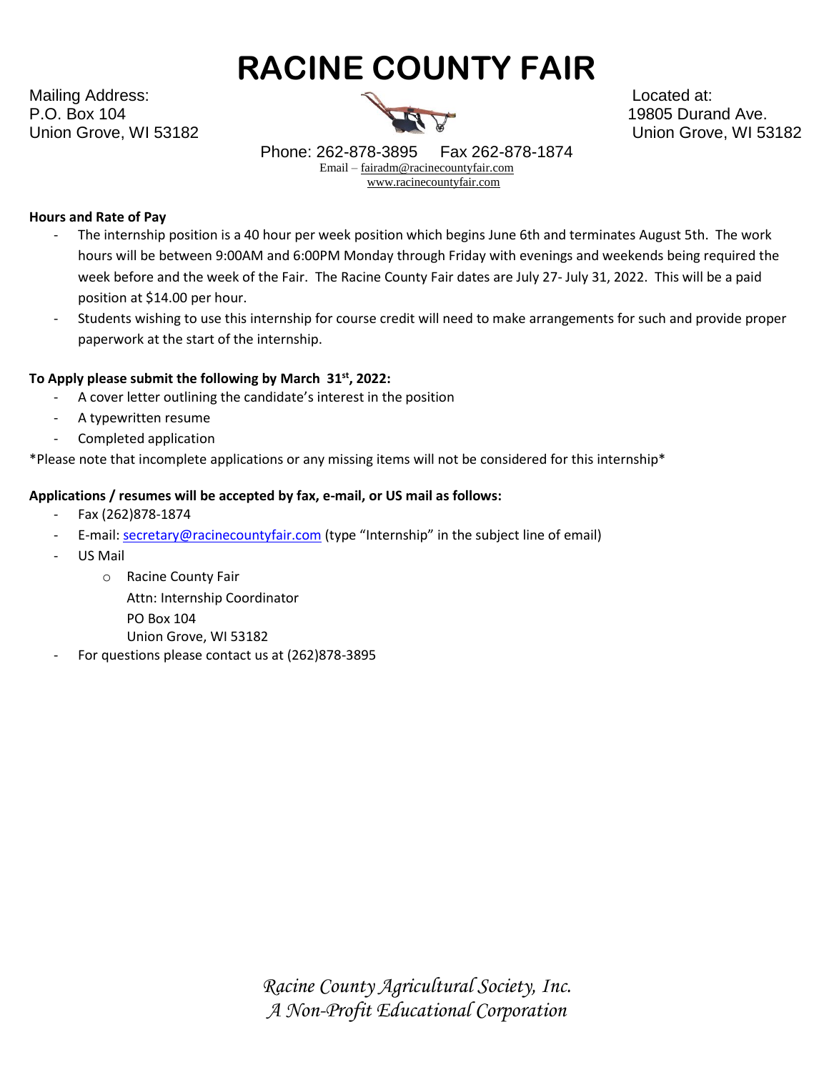# RACINE COUNTY FAIR

Mailing Address:
P.O. Box 104
Union Grove, WI 53182

Located at:
19805 Durand Ave.
Union Grove, WI 53182

Phone: 262-878-3895 Fax 262-878-1874
Email – fairadm@racinecountyfair.com
www.racinecountyfair.com

**Hours and Rate of Pay**

- The internship position is a 40 hour per week position which begins June 6th and terminates August 5th. The work hours will be between 9:00AM and 6:00PM Monday through Friday with evenings and weekends being required the week before and the week of the Fair. The Racine County Fair dates are July 27- July 31, 2022. This will be a paid position at $14.00 per hour.
- Students wishing to use this internship for course credit will need to make arrangements for such and provide proper paperwork at the start of the internship.

**To Apply please submit the following by March 31st, 2022:**

- A cover letter outlining the candidate's interest in the position
- A typewritten resume
- Completed application

*Please note that incomplete applications or any missing items will not be considered for this internship*

**Applications / resumes will be accepted by fax, e-mail, or US mail as follows:**

- Fax (262)878-1874
- E-mail: secretary@racinecountyfair.com (type "Internship" in the subject line of email)
- US Mail
  - Racine County Fair
    Attn: Internship Coordinator
    PO Box 104
    Union Grove, WI 53182
- For questions please contact us at (262)878-3895

*Racine County Agricultural Society, Inc.*
*A Non-Profit Educational Corporation*